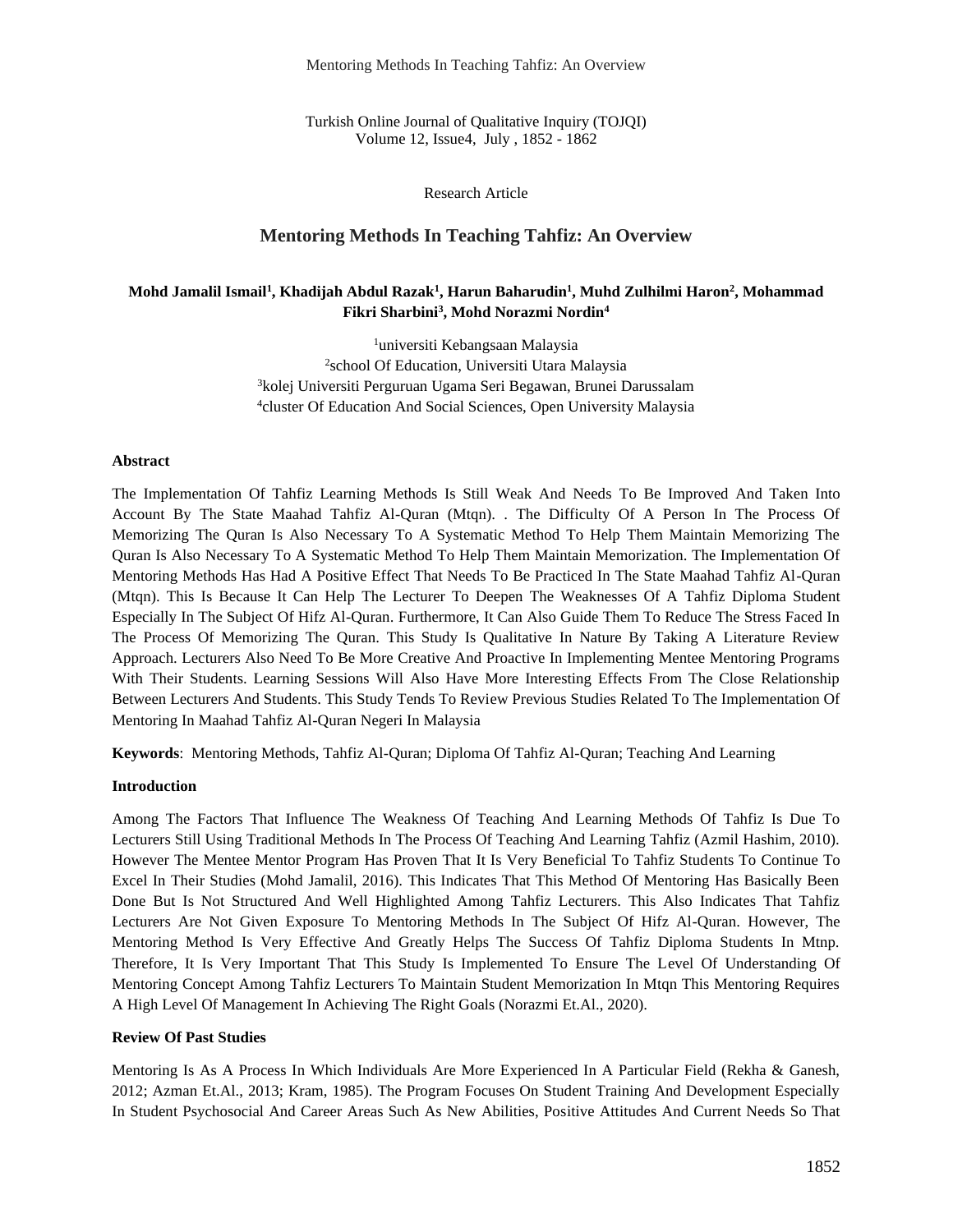Research Article

# Mentoring Methods In Teaching Tahfiz: An Overview

**Mohd Jamalil Ismail[1], Khadijah Abdul Razak[1], Harun Baharudin[1], Muhd Zulhilmi Haron[2], Mohammad Fikri Sharbini[3], Mohd Norazmi Nordin[4]**

[1]universiti Kebangsaan Malaysia
[2]school Of Education, Universiti Utara Malaysia
[3]kolej Universiti Perguruan Ugama Seri Begawan, Brunei Darussalam
[4]cluster Of Education And Social Sciences, Open University Malaysia

**Abstract**

The Implementation Of Tahfiz Learning Methods Is Still Weak And Needs To Be Improved And Taken Into Account By The State Maahad Tahfiz Al-Quran (Mtqn). . The Difficulty Of A Person In The Process Of Memorizing The Quran Is Also Necessary To A Systematic Method To Help Them Maintain Memorizing The Quran Is Also Necessary To A Systematic Method To Help Them Maintain Memorization. The Implementation Of Mentoring Methods Has Had A Positive Effect That Needs To Be Practiced In The State Maahad Tahfiz Al-Quran (Mtqn). This Is Because It Can Help The Lecturer To Deepen The Weaknesses Of A Tahfiz Diploma Student Especially In The Subject Of Hifz Al-Quran. Furthermore, It Can Also Guide Them To Reduce The Stress Faced In The Process Of Memorizing The Quran. This Study Is Qualitative In Nature By Taking A Literature Review Approach. Lecturers Also Need To Be More Creative And Proactive In Implementing Mentee Mentoring Programs With Their Students. Learning Sessions Will Also Have More Interesting Effects From The Close Relationship Between Lecturers And Students. This Study Tends To Review Previous Studies Related To The Implementation Of Mentoring In Maahad Tahfiz Al-Quran Negeri In Malaysia

**Keywords**: Mentoring Methods, Tahfiz Al-Quran; Diploma Of Tahfiz Al-Quran; Teaching And Learning

**Introduction**

Among The Factors That Influence The Weakness Of Teaching And Learning Methods Of Tahfiz Is Due To Lecturers Still Using Traditional Methods In The Process Of Teaching And Learning Tahfiz (Azmil Hashim, 2010). However The Mentee Mentor Program Has Proven That It Is Very Beneficial To Tahfiz Students To Continue To Excel In Their Studies (Mohd Jamalil, 2016). This Indicates That This Method Of Mentoring Has Basically Been Done But Is Not Structured And Well Highlighted Among Tahfiz Lecturers. This Also Indicates That Tahfiz Lecturers Are Not Given Exposure To Mentoring Methods In The Subject Of Hifz Al-Quran. However, The Mentoring Method Is Very Effective And Greatly Helps The Success Of Tahfiz Diploma Students In Mtnp. Therefore, It Is Very Important That This Study Is Implemented To Ensure The Level Of Understanding Of Mentoring Concept Among Tahfiz Lecturers To Maintain Student Memorization In Mtqn This Mentoring Requires A High Level Of Management In Achieving The Right Goals (Norazmi Et.Al., 2020).

**Review Of Past Studies**

Mentoring Is As A Process In Which Individuals Are More Experienced In A Particular Field (Rekha & Ganesh, 2012; Azman Et.Al., 2013; Kram, 1985). The Program Focuses On Student Training And Development Especially In Student Psychosocial And Career Areas Such As New Abilities, Positive Attitudes And Current Needs So That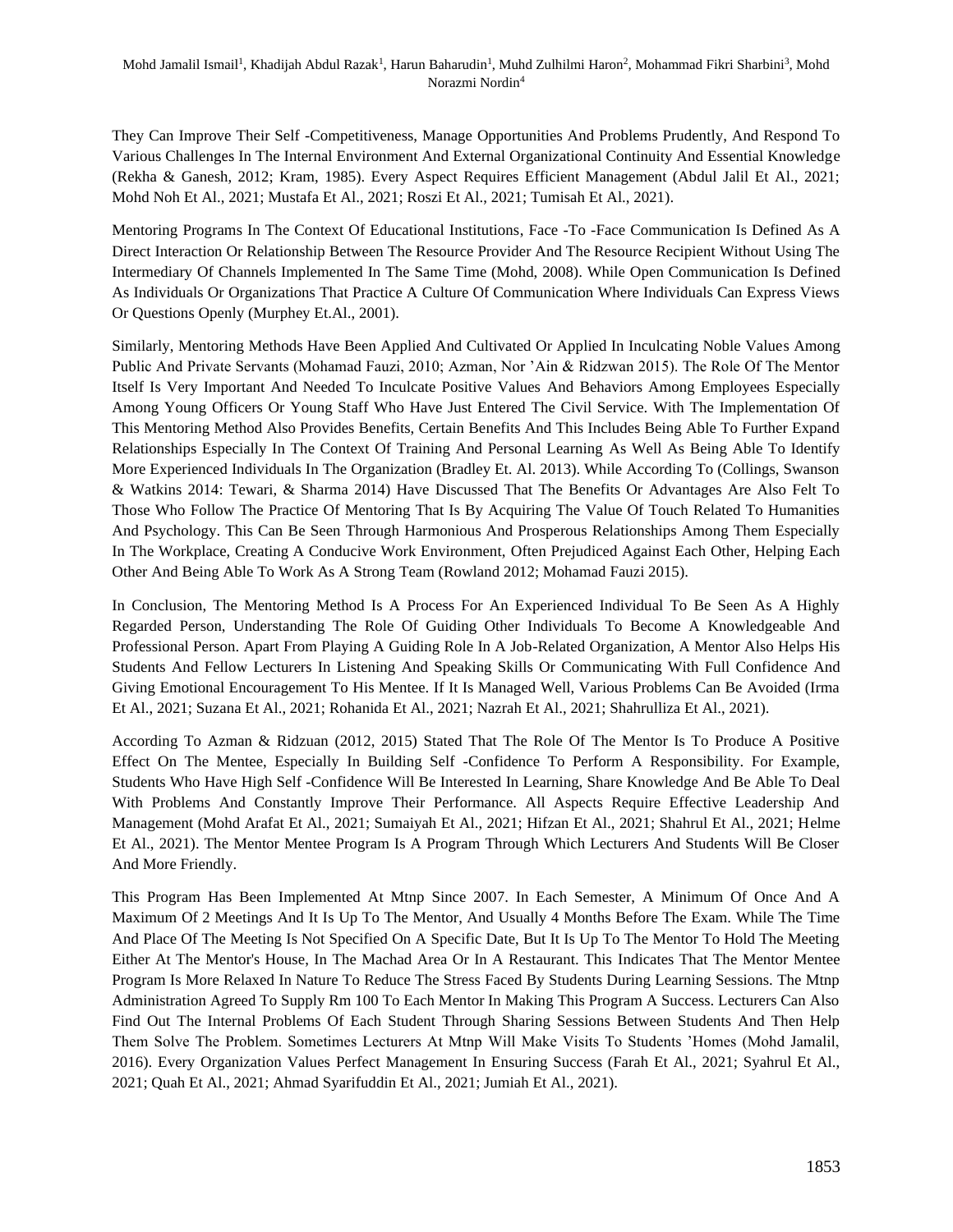They Can Improve Their Self -Competitiveness, Manage Opportunities And Problems Prudently, And Respond To Various Challenges In The Internal Environment And External Organizational Continuity And Essential Knowledge (Rekha & Ganesh, 2012; Kram, 1985). Every Aspect Requires Efficient Management (Abdul Jalil Et Al., 2021; Mohd Noh Et Al., 2021; Mustafa Et Al., 2021; Roszi Et Al., 2021; Tumisah Et Al., 2021).

Mentoring Programs In The Context Of Educational Institutions, Face -To -Face Communication Is Defined As A Direct Interaction Or Relationship Between The Resource Provider And The Resource Recipient Without Using The Intermediary Of Channels Implemented In The Same Time (Mohd, 2008). While Open Communication Is Defined As Individuals Or Organizations That Practice A Culture Of Communication Where Individuals Can Express Views Or Questions Openly (Murphey Et.Al., 2001).

Similarly, Mentoring Methods Have Been Applied And Cultivated Or Applied In Inculcating Noble Values Among Public And Private Servants (Mohamad Fauzi, 2010; Azman, Nor 'Ain & Ridzwan 2015). The Role Of The Mentor Itself Is Very Important And Needed To Inculcate Positive Values And Behaviors Among Employees Especially Among Young Officers Or Young Staff Who Have Just Entered The Civil Service. With The Implementation Of This Mentoring Method Also Provides Benefits, Certain Benefits And This Includes Being Able To Further Expand Relationships Especially In The Context Of Training And Personal Learning As Well As Being Able To Identify More Experienced Individuals In The Organization (Bradley Et. Al. 2013). While According To (Collings, Swanson & Watkins 2014: Tewari, & Sharma 2014) Have Discussed That The Benefits Or Advantages Are Also Felt To Those Who Follow The Practice Of Mentoring That Is By Acquiring The Value Of Touch Related To Humanities And Psychology. This Can Be Seen Through Harmonious And Prosperous Relationships Among Them Especially In The Workplace, Creating A Conducive Work Environment, Often Prejudiced Against Each Other, Helping Each Other And Being Able To Work As A Strong Team (Rowland 2012; Mohamad Fauzi 2015).

In Conclusion, The Mentoring Method Is A Process For An Experienced Individual To Be Seen As A Highly Regarded Person, Understanding The Role Of Guiding Other Individuals To Become A Knowledgeable And Professional Person. Apart From Playing A Guiding Role In A Job-Related Organization, A Mentor Also Helps His Students And Fellow Lecturers In Listening And Speaking Skills Or Communicating With Full Confidence And Giving Emotional Encouragement To His Mentee. If It Is Managed Well, Various Problems Can Be Avoided (Irma Et Al., 2021; Suzana Et Al., 2021; Rohanida Et Al., 2021; Nazrah Et Al., 2021; Shahrulliza Et Al., 2021).

According To Azman & Ridzuan (2012, 2015) Stated That The Role Of The Mentor Is To Produce A Positive Effect On The Mentee, Especially In Building Self -Confidence To Perform A Responsibility. For Example, Students Who Have High Self -Confidence Will Be Interested In Learning, Share Knowledge And Be Able To Deal With Problems And Constantly Improve Their Performance. All Aspects Require Effective Leadership And Management (Mohd Arafat Et Al., 2021; Sumaiyah Et Al., 2021; Hifzan Et Al., 2021; Shahrul Et Al., 2021; Helme Et Al., 2021). The Mentor Mentee Program Is A Program Through Which Lecturers And Students Will Be Closer And More Friendly.

This Program Has Been Implemented At Mtnp Since 2007. In Each Semester, A Minimum Of Once And A Maximum Of 2 Meetings And It Is Up To The Mentor, And Usually 4 Months Before The Exam. While The Time And Place Of The Meeting Is Not Specified On A Specific Date, But It Is Up To The Mentor To Hold The Meeting Either At The Mentor's House, In The Machad Area Or In A Restaurant. This Indicates That The Mentor Mentee Program Is More Relaxed In Nature To Reduce The Stress Faced By Students During Learning Sessions. The Mtnp Administration Agreed To Supply Rm 100 To Each Mentor In Making This Program A Success. Lecturers Can Also Find Out The Internal Problems Of Each Student Through Sharing Sessions Between Students And Then Help Them Solve The Problem. Sometimes Lecturers At Mtnp Will Make Visits To Students 'Homes (Mohd Jamalil, 2016). Every Organization Values Perfect Management In Ensuring Success (Farah Et Al., 2021; Syahrul Et Al., 2021; Quah Et Al., 2021; Ahmad Syarifuddin Et Al., 2021; Jumiah Et Al., 2021).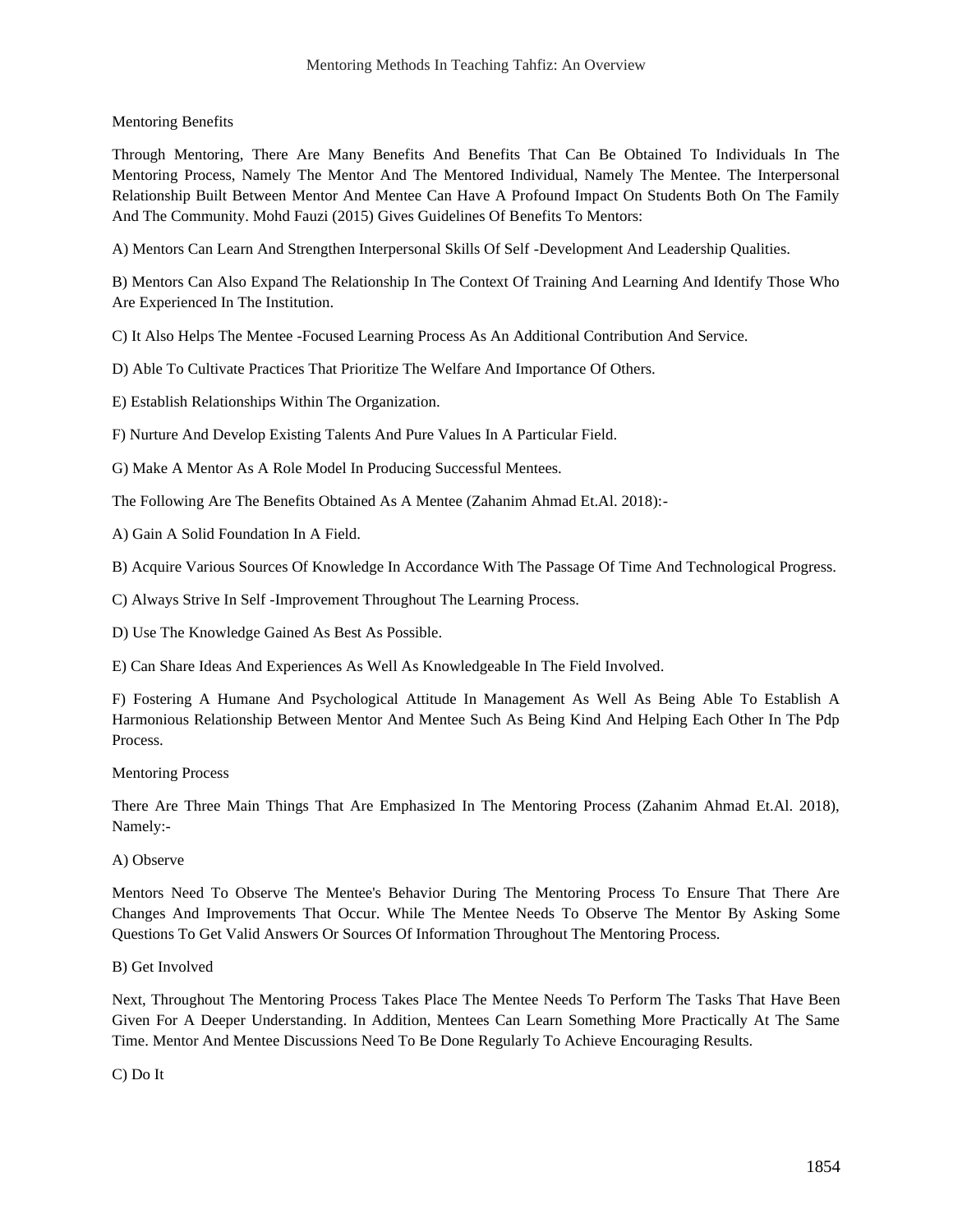## Mentoring Benefits

Through Mentoring, There Are Many Benefits And Benefits That Can Be Obtained To Individuals In The Mentoring Process, Namely The Mentor And The Mentored Individual, Namely The Mentee. The Interpersonal Relationship Built Between Mentor And Mentee Can Have A Profound Impact On Students Both On The Family And The Community. Mohd Fauzi (2015) Gives Guidelines Of Benefits To Mentors:

A) Mentors Can Learn And Strengthen Interpersonal Skills Of Self -Development And Leadership Qualities.

B) Mentors Can Also Expand The Relationship In The Context Of Training And Learning And Identify Those Who Are Experienced In The Institution.

C) It Also Helps The Mentee -Focused Learning Process As An Additional Contribution And Service.

D) Able To Cultivate Practices That Prioritize The Welfare And Importance Of Others.

E) Establish Relationships Within The Organization.

F) Nurture And Develop Existing Talents And Pure Values In A Particular Field.

G) Make A Mentor As A Role Model In Producing Successful Mentees.

The Following Are The Benefits Obtained As A Mentee (Zahanim Ahmad Et.Al. 2018):-

A) Gain A Solid Foundation In A Field.

B) Acquire Various Sources Of Knowledge In Accordance With The Passage Of Time And Technological Progress.

C) Always Strive In Self -Improvement Throughout The Learning Process.

D) Use The Knowledge Gained As Best As Possible.

E) Can Share Ideas And Experiences As Well As Knowledgeable In The Field Involved.

F) Fostering A Humane And Psychological Attitude In Management As Well As Being Able To Establish A Harmonious Relationship Between Mentor And Mentee Such As Being Kind And Helping Each Other In The Pdp Process.

## Mentoring Process

There Are Three Main Things That Are Emphasized In The Mentoring Process (Zahanim Ahmad Et.Al. 2018), Namely:-

A) Observe

Mentors Need To Observe The Mentee's Behavior During The Mentoring Process To Ensure That There Are Changes And Improvements That Occur. While The Mentee Needs To Observe The Mentor By Asking Some Questions To Get Valid Answers Or Sources Of Information Throughout The Mentoring Process.

B) Get Involved

Next, Throughout The Mentoring Process Takes Place The Mentee Needs To Perform The Tasks That Have Been Given For A Deeper Understanding. In Addition, Mentees Can Learn Something More Practically At The Same Time. Mentor And Mentee Discussions Need To Be Done Regularly To Achieve Encouraging Results.

C) Do It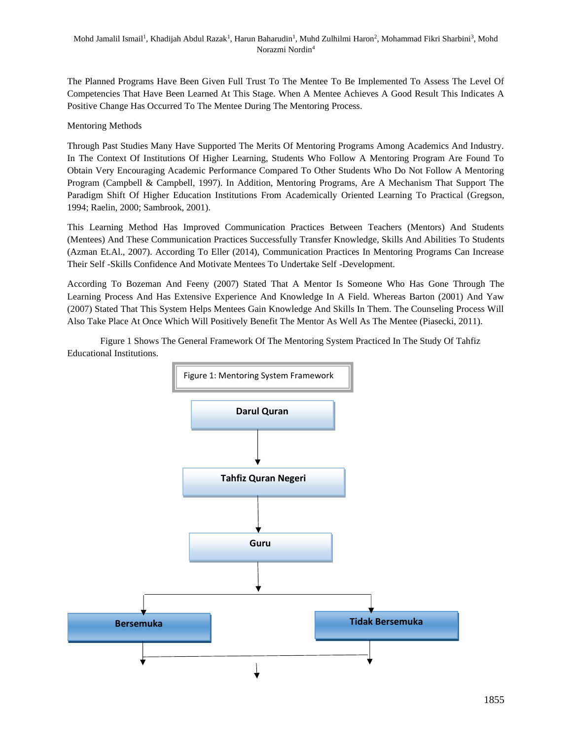The Planned Programs Have Been Given Full Trust To The Mentee To Be Implemented To Assess The Level Of Competencies That Have Been Learned At This Stage. When A Mentee Achieves A Good Result This Indicates A Positive Change Has Occurred To The Mentee During The Mentoring Process.

Mentoring Methods

Through Past Studies Many Have Supported The Merits Of Mentoring Programs Among Academics And Industry. In The Context Of Institutions Of Higher Learning, Students Who Follow A Mentoring Program Are Found To Obtain Very Encouraging Academic Performance Compared To Other Students Who Do Not Follow A Mentoring Program (Campbell & Campbell, 1997). In Addition, Mentoring Programs, Are A Mechanism That Support The Paradigm Shift Of Higher Education Institutions From Academically Oriented Learning To Practical (Gregson, 1994; Raelin, 2000; Sambrook, 2001).

This Learning Method Has Improved Communication Practices Between Teachers (Mentors) And Students (Mentees) And These Communication Practices Successfully Transfer Knowledge, Skills And Abilities To Students (Azman Et.Al., 2007). According To Eller (2014), Communication Practices In Mentoring Programs Can Increase Their Self -Skills Confidence And Motivate Mentees To Undertake Self -Development.

According To Bozeman And Feeny (2007) Stated That A Mentor Is Someone Who Has Gone Through The Learning Process And Has Extensive Experience And Knowledge In A Field. Whereas Barton (2001) And Yaw (2007) Stated That This System Helps Mentees Gain Knowledge And Skills In Them. The Counseling Process Will Also Take Place At Once Which Will Positively Benefit The Mentor As Well As The Mentee (Piasecki, 2011).

Figure 1 Shows The General Framework Of The Mentoring System Practiced In The Study Of Tahfiz Educational Institutions.

Figure 1: Mentoring System Framework

**Darul Quran**
↓
**Tahfiz Quran Negeri**
↓
**Guru**
↓
**Bersemuka** | **Tidak Bersemuka**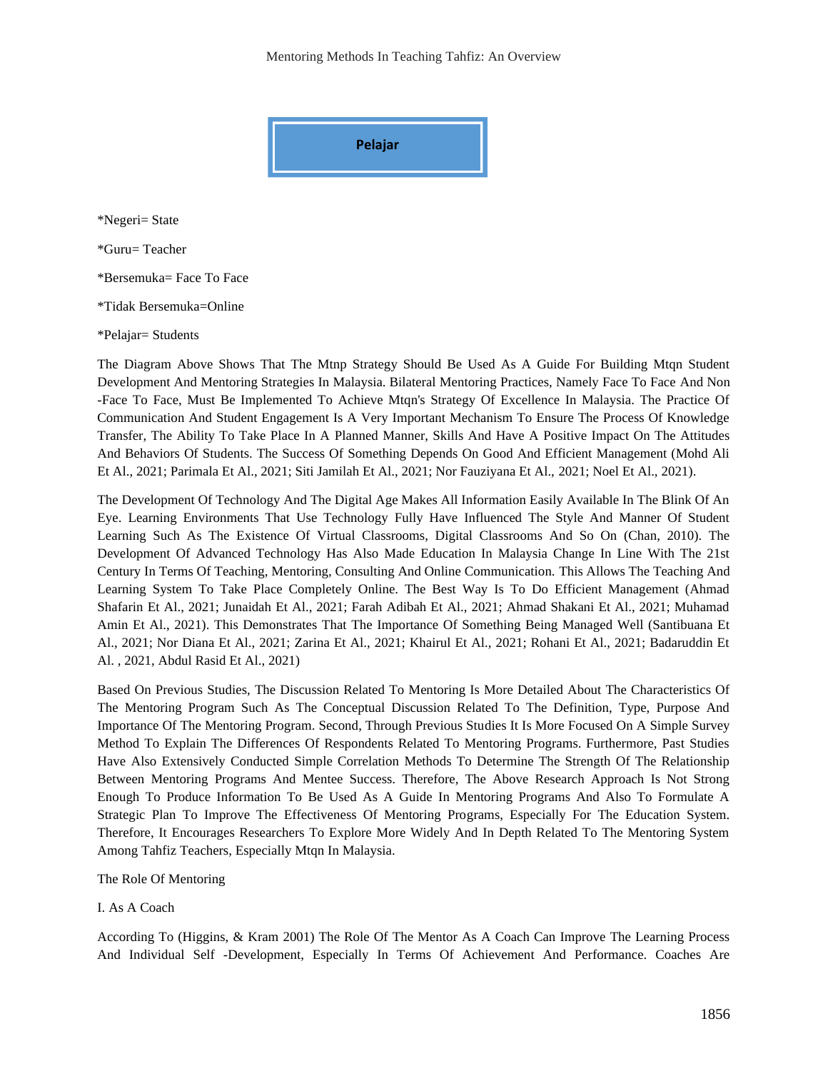**Pelajar**

*Negeri= State

*Guru= Teacher

*Bersemuka= Face To Face

*Tidak Bersemuka=Online

*Pelajar= Students

The Diagram Above Shows That The Mtnp Strategy Should Be Used As A Guide For Building Mtqn Student Development And Mentoring Strategies In Malaysia. Bilateral Mentoring Practices, Namely Face To Face And Non -Face To Face, Must Be Implemented To Achieve Mtqn's Strategy Of Excellence In Malaysia. The Practice Of Communication And Student Engagement Is A Very Important Mechanism To Ensure The Process Of Knowledge Transfer, The Ability To Take Place In A Planned Manner, Skills And Have A Positive Impact On The Attitudes And Behaviors Of Students. The Success Of Something Depends On Good And Efficient Management (Mohd Ali Et Al., 2021; Parimala Et Al., 2021; Siti Jamilah Et Al., 2021; Nor Fauziyana Et Al., 2021; Noel Et Al., 2021).

The Development Of Technology And The Digital Age Makes All Information Easily Available In The Blink Of An Eye. Learning Environments That Use Technology Fully Have Influenced The Style And Manner Of Student Learning Such As The Existence Of Virtual Classrooms, Digital Classrooms And So On (Chan, 2010). The Development Of Advanced Technology Has Also Made Education In Malaysia Change In Line With The 21st Century In Terms Of Teaching, Mentoring, Consulting And Online Communication. This Allows The Teaching And Learning System To Take Place Completely Online. The Best Way Is To Do Efficient Management (Ahmad Shafarin Et Al., 2021; Junaidah Et Al., 2021; Farah Adibah Et Al., 2021; Ahmad Shakani Et Al., 2021; Muhamad Amin Et Al., 2021). This Demonstrates That The Importance Of Something Being Managed Well (Santibuana Et Al., 2021; Nor Diana Et Al., 2021; Zarina Et Al., 2021; Khairul Et Al., 2021; Rohani Et Al., 2021; Badaruddin Et Al. , 2021, Abdul Rasid Et Al., 2021)

Based On Previous Studies, The Discussion Related To Mentoring Is More Detailed About The Characteristics Of The Mentoring Program Such As The Conceptual Discussion Related To The Definition, Type, Purpose And Importance Of The Mentoring Program. Second, Through Previous Studies It Is More Focused On A Simple Survey Method To Explain The Differences Of Respondents Related To Mentoring Programs. Furthermore, Past Studies Have Also Extensively Conducted Simple Correlation Methods To Determine The Strength Of The Relationship Between Mentoring Programs And Mentee Success. Therefore, The Above Research Approach Is Not Strong Enough To Produce Information To Be Used As A Guide In Mentoring Programs And Also To Formulate A Strategic Plan To Improve The Effectiveness Of Mentoring Programs, Especially For The Education System. Therefore, It Encourages Researchers To Explore More Widely And In Depth Related To The Mentoring System Among Tahfiz Teachers, Especially Mtqn In Malaysia.

## The Role Of Mentoring

### I. As A Coach

According To (Higgins, & Kram 2001) The Role Of The Mentor As A Coach Can Improve The Learning Process And Individual Self -Development, Especially In Terms Of Achievement And Performance. Coaches Are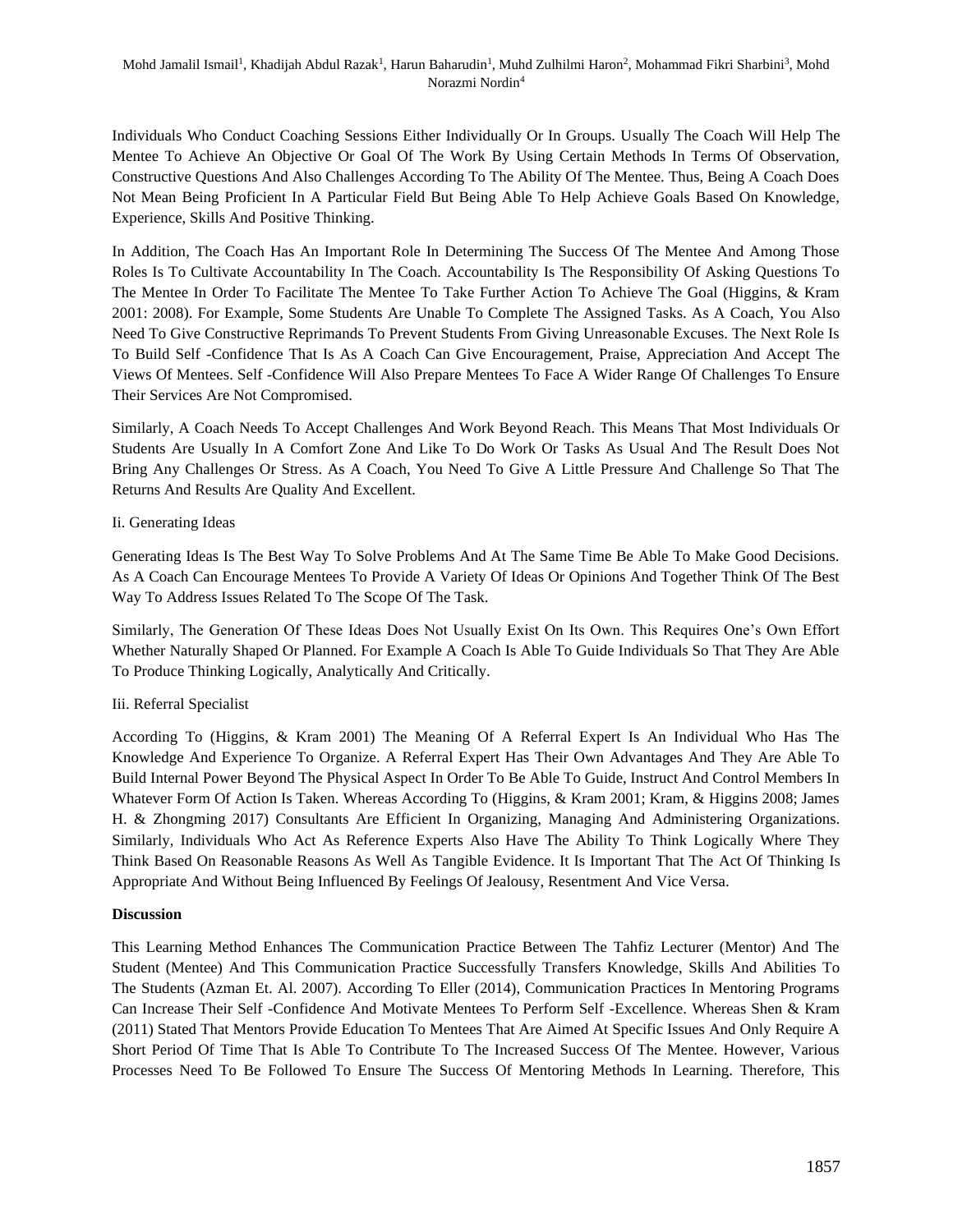Individuals Who Conduct Coaching Sessions Either Individually Or In Groups. Usually The Coach Will Help The Mentee To Achieve An Objective Or Goal Of The Work By Using Certain Methods In Terms Of Observation, Constructive Questions And Also Challenges According To The Ability Of The Mentee. Thus, Being A Coach Does Not Mean Being Proficient In A Particular Field But Being Able To Help Achieve Goals Based On Knowledge, Experience, Skills And Positive Thinking.

In Addition, The Coach Has An Important Role In Determining The Success Of The Mentee And Among Those Roles Is To Cultivate Accountability In The Coach. Accountability Is The Responsibility Of Asking Questions To The Mentee In Order To Facilitate The Mentee To Take Further Action To Achieve The Goal (Higgins, & Kram 2001: 2008). For Example, Some Students Are Unable To Complete The Assigned Tasks. As A Coach, You Also Need To Give Constructive Reprimands To Prevent Students From Giving Unreasonable Excuses. The Next Role Is To Build Self -Confidence That Is As A Coach Can Give Encouragement, Praise, Appreciation And Accept The Views Of Mentees. Self -Confidence Will Also Prepare Mentees To Face A Wider Range Of Challenges To Ensure Their Services Are Not Compromised.

Similarly, A Coach Needs To Accept Challenges And Work Beyond Reach. This Means That Most Individuals Or Students Are Usually In A Comfort Zone And Like To Do Work Or Tasks As Usual And The Result Does Not Bring Any Challenges Or Stress. As A Coach, You Need To Give A Little Pressure And Challenge So That The Returns And Results Are Quality And Excellent.

Ii. Generating Ideas

Generating Ideas Is The Best Way To Solve Problems And At The Same Time Be Able To Make Good Decisions. As A Coach Can Encourage Mentees To Provide A Variety Of Ideas Or Opinions And Together Think Of The Best Way To Address Issues Related To The Scope Of The Task.

Similarly, The Generation Of These Ideas Does Not Usually Exist On Its Own. This Requires One's Own Effort Whether Naturally Shaped Or Planned. For Example A Coach Is Able To Guide Individuals So That They Are Able To Produce Thinking Logically, Analytically And Critically.

Iii. Referral Specialist

According To (Higgins, & Kram 2001) The Meaning Of A Referral Expert Is An Individual Who Has The Knowledge And Experience To Organize. A Referral Expert Has Their Own Advantages And They Are Able To Build Internal Power Beyond The Physical Aspect In Order To Be Able To Guide, Instruct And Control Members In Whatever Form Of Action Is Taken. Whereas According To (Higgins, & Kram 2001; Kram, & Higgins 2008; James H. & Zhongming 2017) Consultants Are Efficient In Organizing, Managing And Administering Organizations. Similarly, Individuals Who Act As Reference Experts Also Have The Ability To Think Logically Where They Think Based On Reasonable Reasons As Well As Tangible Evidence. It Is Important That The Act Of Thinking Is Appropriate And Without Being Influenced By Feelings Of Jealousy, Resentment And Vice Versa.

**Discussion**

This Learning Method Enhances The Communication Practice Between The Tahfiz Lecturer (Mentor) And The Student (Mentee) And This Communication Practice Successfully Transfers Knowledge, Skills And Abilities To The Students (Azman Et. Al. 2007). According To Eller (2014), Communication Practices In Mentoring Programs Can Increase Their Self -Confidence And Motivate Mentees To Perform Self -Excellence. Whereas Shen & Kram (2011) Stated That Mentors Provide Education To Mentees That Are Aimed At Specific Issues And Only Require A Short Period Of Time That Is Able To Contribute To The Increased Success Of The Mentee. However, Various Processes Need To Be Followed To Ensure The Success Of Mentoring Methods In Learning. Therefore, This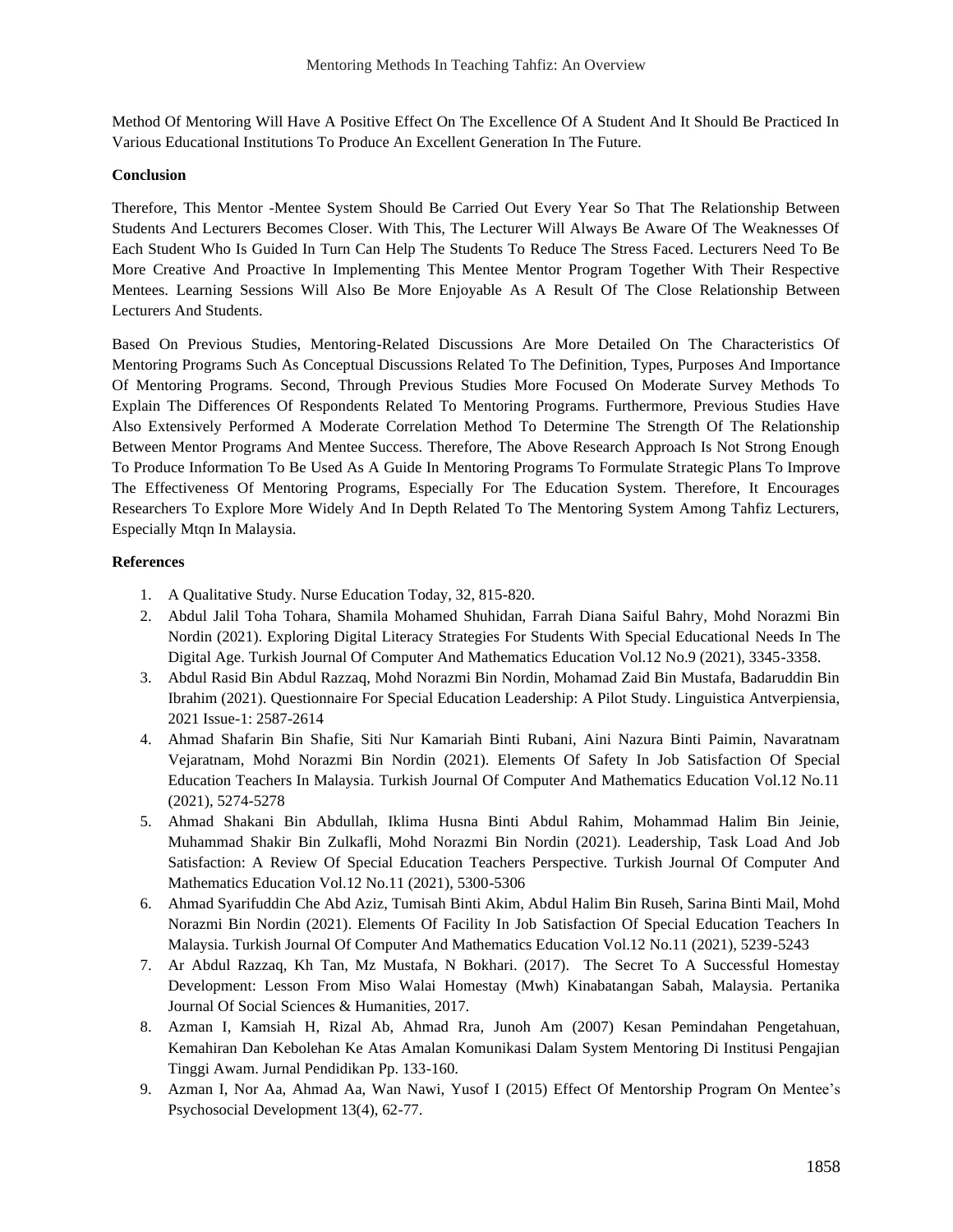Method Of Mentoring Will Have A Positive Effect On The Excellence Of A Student And It Should Be Practiced In Various Educational Institutions To Produce An Excellent Generation In The Future.

**Conclusion**

Therefore, This Mentor -Mentee System Should Be Carried Out Every Year So That The Relationship Between Students And Lecturers Becomes Closer. With This, The Lecturer Will Always Be Aware Of The Weaknesses Of Each Student Who Is Guided In Turn Can Help The Students To Reduce The Stress Faced. Lecturers Need To Be More Creative And Proactive In Implementing This Mentee Mentor Program Together With Their Respective Mentees. Learning Sessions Will Also Be More Enjoyable As A Result Of The Close Relationship Between Lecturers And Students.

Based On Previous Studies, Mentoring-Related Discussions Are More Detailed On The Characteristics Of Mentoring Programs Such As Conceptual Discussions Related To The Definition, Types, Purposes And Importance Of Mentoring Programs. Second, Through Previous Studies More Focused On Moderate Survey Methods To Explain The Differences Of Respondents Related To Mentoring Programs. Furthermore, Previous Studies Have Also Extensively Performed A Moderate Correlation Method To Determine The Strength Of The Relationship Between Mentor Programs And Mentee Success. Therefore, The Above Research Approach Is Not Strong Enough To Produce Information To Be Used As A Guide In Mentoring Programs To Formulate Strategic Plans To Improve The Effectiveness Of Mentoring Programs, Especially For The Education System. Therefore, It Encourages Researchers To Explore More Widely And In Depth Related To The Mentoring System Among Tahfiz Lecturers, Especially Mtqn In Malaysia.

**References**

1. A Qualitative Study. Nurse Education Today, 32, 815-820.
2. Abdul Jalil Toha Tohara, Shamila Mohamed Shuhidan, Farrah Diana Saiful Bahry, Mohd Norazmi Bin Nordin (2021). Exploring Digital Literacy Strategies For Students With Special Educational Needs In The Digital Age. Turkish Journal Of Computer And Mathematics Education Vol.12 No.9 (2021), 3345-3358.
3. Abdul Rasid Bin Abdul Razzaq, Mohd Norazmi Bin Nordin, Mohamad Zaid Bin Mustafa, Badaruddin Bin Ibrahim (2021). Questionnaire For Special Education Leadership: A Pilot Study. Linguistica Antverpiensia, 2021 Issue-1: 2587-2614
4. Ahmad Shafarin Bin Shafie, Siti Nur Kamariah Binti Rubani, Aini Nazura Binti Paimin, Navaratnam Vejaratnam, Mohd Norazmi Bin Nordin (2021). Elements Of Safety In Job Satisfaction Of Special Education Teachers In Malaysia. Turkish Journal Of Computer And Mathematics Education Vol.12 No.11 (2021), 5274-5278
5. Ahmad Shakani Bin Abdullah, Iklima Husna Binti Abdul Rahim, Mohammad Halim Bin Jeinie, Muhammad Shakir Bin Zulkafli, Mohd Norazmi Bin Nordin (2021). Leadership, Task Load And Job Satisfaction: A Review Of Special Education Teachers Perspective. Turkish Journal Of Computer And Mathematics Education Vol.12 No.11 (2021), 5300-5306
6. Ahmad Syarifuddin Che Abd Aziz, Tumisah Binti Akim, Abdul Halim Bin Ruseh, Sarina Binti Mail, Mohd Norazmi Bin Nordin (2021). Elements Of Facility In Job Satisfaction Of Special Education Teachers In Malaysia. Turkish Journal Of Computer And Mathematics Education Vol.12 No.11 (2021), 5239-5243
7. Ar Abdul Razzaq, Kh Tan, Mz Mustafa, N Bokhari. (2017). The Secret To A Successful Homestay Development: Lesson From Miso Walai Homestay (Mwh) Kinabatangan Sabah, Malaysia. Pertanika Journal Of Social Sciences & Humanities, 2017.
8. Azman I, Kamsiah H, Rizal Ab, Ahmad Rra, Junoh Am (2007) Kesan Pemindahan Pengetahuan, Kemahiran Dan Kebolehan Ke Atas Amalan Komunikasi Dalam System Mentoring Di Institusi Pengajian Tinggi Awam. Jurnal Pendidikan Pp. 133-160.
9. Azman I, Nor Aa, Ahmad Aa, Wan Nawi, Yusof I (2015) Effect Of Mentorship Program On Mentee's Psychosocial Development 13(4), 62-77.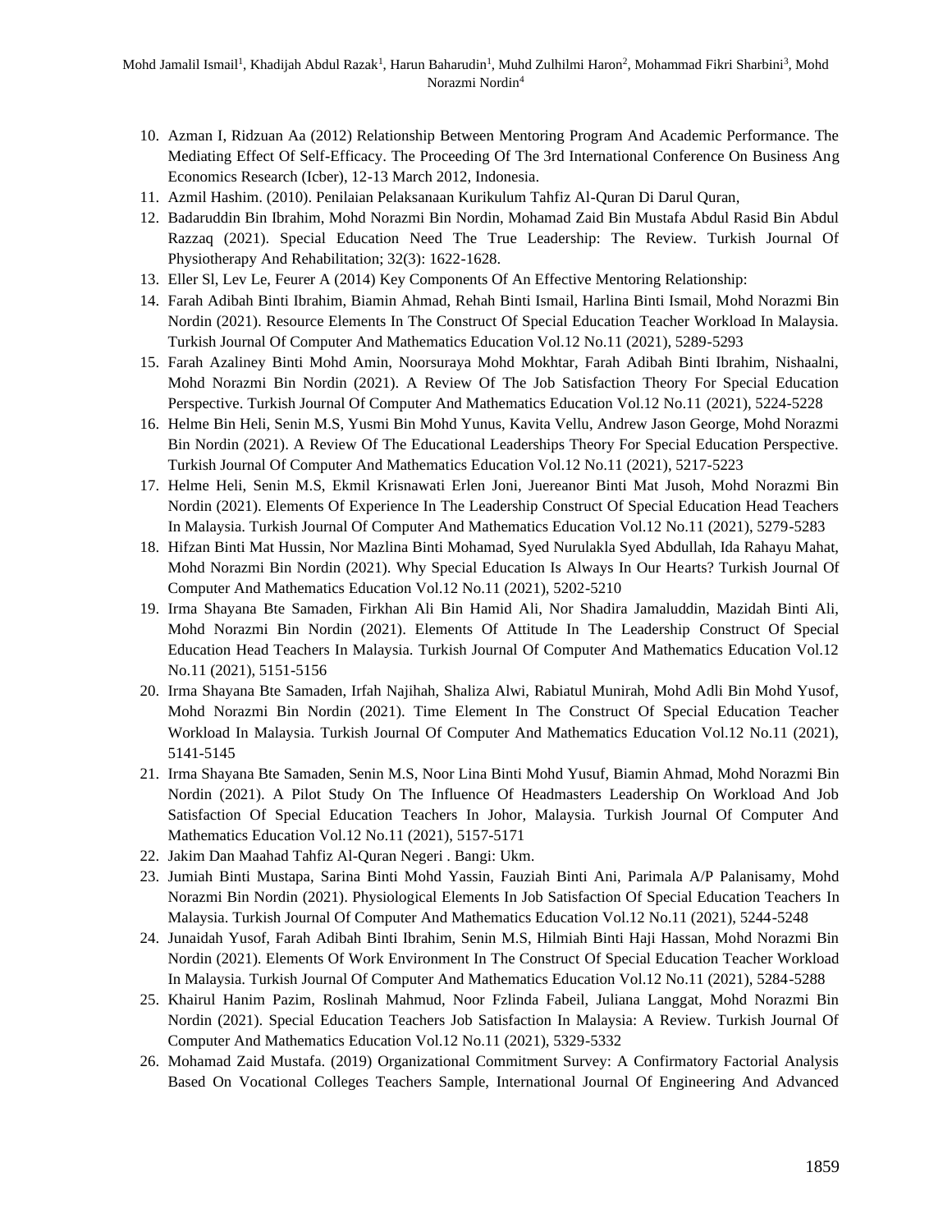10. Azman I, Ridzuan Aa (2012) Relationship Between Mentoring Program And Academic Performance. The Mediating Effect Of Self-Efficacy. The Proceeding Of The 3rd International Conference On Business Ang Economics Research (Icber), 12-13 March 2012, Indonesia.
11. Azmil Hashim. (2010). Penilaian Pelaksanaan Kurikulum Tahfiz Al-Quran Di Darul Quran,
12. Badaruddin Bin Ibrahim, Mohd Norazmi Bin Nordin, Mohamad Zaid Bin Mustafa Abdul Rasid Bin Abdul Razzaq (2021). Special Education Need The True Leadership: The Review. Turkish Journal Of Physiotherapy And Rehabilitation; 32(3): 1622-1628.
13. Eller Sl, Lev Le, Feurer A (2014) Key Components Of An Effective Mentoring Relationship:
14. Farah Adibah Binti Ibrahim, Biamin Ahmad, Rehah Binti Ismail, Harlina Binti Ismail, Mohd Norazmi Bin Nordin (2021). Resource Elements In The Construct Of Special Education Teacher Workload In Malaysia. Turkish Journal Of Computer And Mathematics Education Vol.12 No.11 (2021), 5289-5293
15. Farah Azaliney Binti Mohd Amin, Noorsuraya Mohd Mokhtar, Farah Adibah Binti Ibrahim, Nishaalni, Mohd Norazmi Bin Nordin (2021). A Review Of The Job Satisfaction Theory For Special Education Perspective. Turkish Journal Of Computer And Mathematics Education Vol.12 No.11 (2021), 5224-5228
16. Helme Bin Heli, Senin M.S, Yusmi Bin Mohd Yunus, Kavita Vellu, Andrew Jason George, Mohd Norazmi Bin Nordin (2021). A Review Of The Educational Leaderships Theory For Special Education Perspective. Turkish Journal Of Computer And Mathematics Education Vol.12 No.11 (2021), 5217-5223
17. Helme Heli, Senin M.S, Ekmil Krisnawati Erlen Joni, Juereanor Binti Mat Jusoh, Mohd Norazmi Bin Nordin (2021). Elements Of Experience In The Leadership Construct Of Special Education Head Teachers In Malaysia. Turkish Journal Of Computer And Mathematics Education Vol.12 No.11 (2021), 5279-5283
18. Hifzan Binti Mat Hussin, Nor Mazlina Binti Mohamad, Syed Nurulakla Syed Abdullah, Ida Rahayu Mahat, Mohd Norazmi Bin Nordin (2021). Why Special Education Is Always In Our Hearts? Turkish Journal Of Computer And Mathematics Education Vol.12 No.11 (2021), 5202-5210
19. Irma Shayana Bte Samaden, Firkhan Ali Bin Hamid Ali, Nor Shadira Jamaluddin, Mazidah Binti Ali, Mohd Norazmi Bin Nordin (2021). Elements Of Attitude In The Leadership Construct Of Special Education Head Teachers In Malaysia. Turkish Journal Of Computer And Mathematics Education Vol.12 No.11 (2021), 5151-5156
20. Irma Shayana Bte Samaden, Irfah Najihah, Shaliza Alwi, Rabiatul Munirah, Mohd Adli Bin Mohd Yusof, Mohd Norazmi Bin Nordin (2021). Time Element In The Construct Of Special Education Teacher Workload In Malaysia. Turkish Journal Of Computer And Mathematics Education Vol.12 No.11 (2021), 5141-5145
21. Irma Shayana Bte Samaden, Senin M.S, Noor Lina Binti Mohd Yusuf, Biamin Ahmad, Mohd Norazmi Bin Nordin (2021). A Pilot Study On The Influence Of Headmasters Leadership On Workload And Job Satisfaction Of Special Education Teachers In Johor, Malaysia. Turkish Journal Of Computer And Mathematics Education Vol.12 No.11 (2021), 5157-5171
22. Jakim Dan Maahad Tahfiz Al-Quran Negeri . Bangi: Ukm.
23. Jumiah Binti Mustapa, Sarina Binti Mohd Yassin, Fauziah Binti Ani, Parimala A/P Palanisamy, Mohd Norazmi Bin Nordin (2021). Physiological Elements In Job Satisfaction Of Special Education Teachers In Malaysia. Turkish Journal Of Computer And Mathematics Education Vol.12 No.11 (2021), 5244-5248
24. Junaidah Yusof, Farah Adibah Binti Ibrahim, Senin M.S, Hilmiah Binti Haji Hassan, Mohd Norazmi Bin Nordin (2021). Elements Of Work Environment In The Construct Of Special Education Teacher Workload In Malaysia. Turkish Journal Of Computer And Mathematics Education Vol.12 No.11 (2021), 5284-5288
25. Khairul Hanim Pazim, Roslinah Mahmud, Noor Fzlinda Fabeil, Juliana Langgat, Mohd Norazmi Bin Nordin (2021). Special Education Teachers Job Satisfaction In Malaysia: A Review. Turkish Journal Of Computer And Mathematics Education Vol.12 No.11 (2021), 5329-5332
26. Mohamad Zaid Mustafa. (2019) Organizational Commitment Survey: A Confirmatory Factorial Analysis Based On Vocational Colleges Teachers Sample, International Journal Of Engineering And Advanced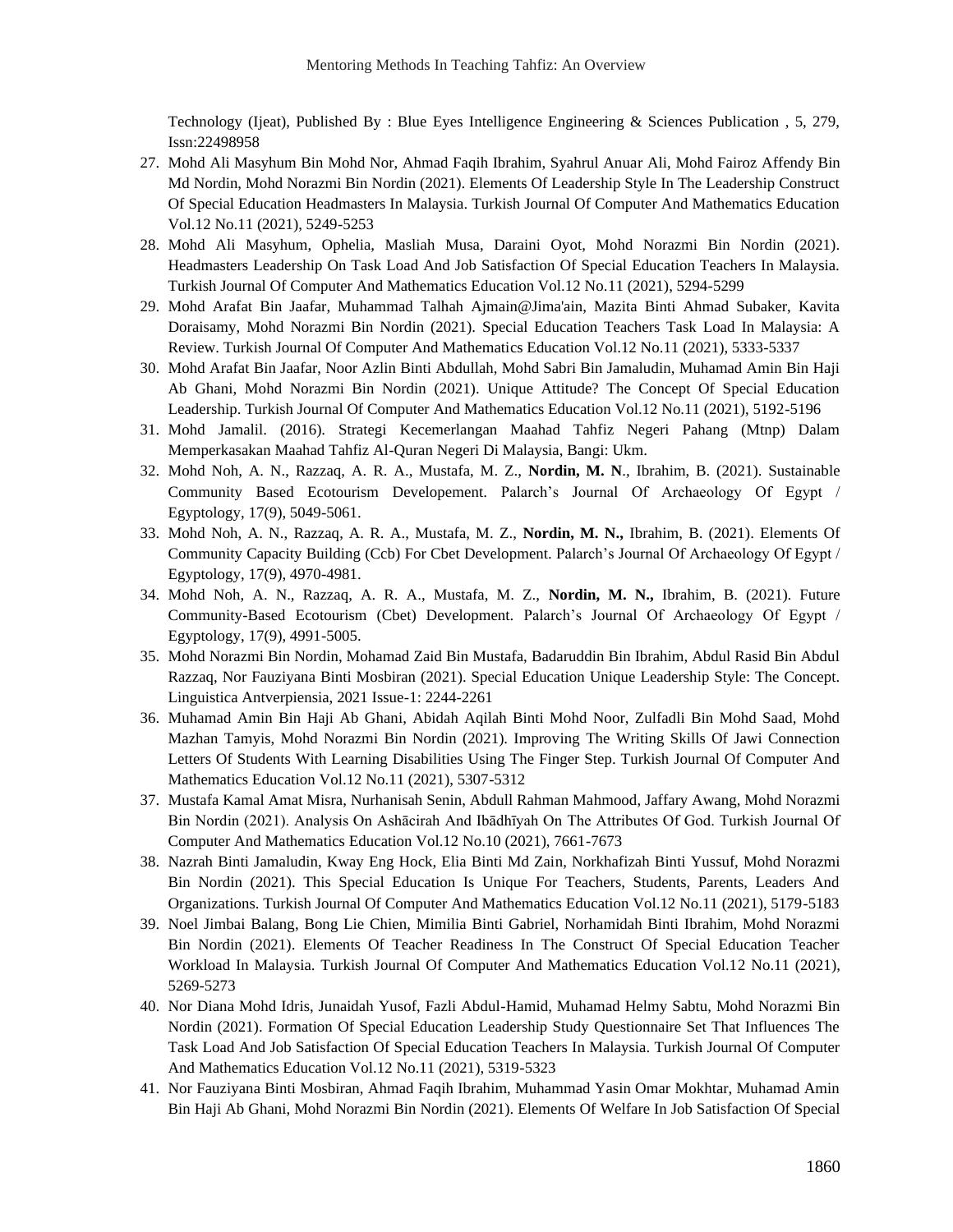Technology (Ijeat), Published By : Blue Eyes Intelligence Engineering & Sciences Publication , 5, 279, Issn:22498958

27. Mohd Ali Masyhum Bin Mohd Nor, Ahmad Faqih Ibrahim, Syahrul Anuar Ali, Mohd Fairoz Affendy Bin Md Nordin, Mohd Norazmi Bin Nordin (2021). Elements Of Leadership Style In The Leadership Construct Of Special Education Headmasters In Malaysia. Turkish Journal Of Computer And Mathematics Education Vol.12 No.11 (2021), 5249-5253
28. Mohd Ali Masyhum, Ophelia, Masliah Musa, Daraini Oyot, Mohd Norazmi Bin Nordin (2021). Headmasters Leadership On Task Load And Job Satisfaction Of Special Education Teachers In Malaysia. Turkish Journal Of Computer And Mathematics Education Vol.12 No.11 (2021), 5294-5299
29. Mohd Arafat Bin Jaafar, Muhammad Talhah Ajmain@Jima'ain, Mazita Binti Ahmad Subaker, Kavita Doraisamy, Mohd Norazmi Bin Nordin (2021). Special Education Teachers Task Load In Malaysia: A Review. Turkish Journal Of Computer And Mathematics Education Vol.12 No.11 (2021), 5333-5337
30. Mohd Arafat Bin Jaafar, Noor Azlin Binti Abdullah, Mohd Sabri Bin Jamaludin, Muhamad Amin Bin Haji Ab Ghani, Mohd Norazmi Bin Nordin (2021). Unique Attitude? The Concept Of Special Education Leadership. Turkish Journal Of Computer And Mathematics Education Vol.12 No.11 (2021), 5192-5196
31. Mohd Jamalil. (2016). Strategi Kecemerlangan Maahad Tahfiz Negeri Pahang (Mtnp) Dalam Memperkasakan Maahad Tahfiz Al-Quran Negeri Di Malaysia, Bangi: Ukm.
32. Mohd Noh, A. N., Razzaq, A. R. A., Mustafa, M. Z., **Nordin, M. N**., Ibrahim, B. (2021). Sustainable Community Based Ecotourism Developement. Palarch's Journal Of Archaeology Of Egypt / Egyptology, 17(9), 5049-5061.
33. Mohd Noh, A. N., Razzaq, A. R. A., Mustafa, M. Z., **Nordin, M. N.,** Ibrahim, B. (2021). Elements Of Community Capacity Building (Ccb) For Cbet Development. Palarch's Journal Of Archaeology Of Egypt / Egyptology, 17(9), 4970-4981.
34. Mohd Noh, A. N., Razzaq, A. R. A., Mustafa, M. Z., **Nordin, M. N.,** Ibrahim, B. (2021). Future Community-Based Ecotourism (Cbet) Development. Palarch's Journal Of Archaeology Of Egypt / Egyptology, 17(9), 4991-5005.
35. Mohd Norazmi Bin Nordin, Mohamad Zaid Bin Mustafa, Badaruddin Bin Ibrahim, Abdul Rasid Bin Abdul Razzaq, Nor Fauziyana Binti Mosbiran (2021). Special Education Unique Leadership Style: The Concept. Linguistica Antverpiensia, 2021 Issue-1: 2244-2261
36. Muhamad Amin Bin Haji Ab Ghani, Abidah Aqilah Binti Mohd Noor, Zulfadli Bin Mohd Saad, Mohd Mazhan Tamyis, Mohd Norazmi Bin Nordin (2021). Improving The Writing Skills Of Jawi Connection Letters Of Students With Learning Disabilities Using The Finger Step. Turkish Journal Of Computer And Mathematics Education Vol.12 No.11 (2021), 5307-5312
37. Mustafa Kamal Amat Misra, Nurhanisah Senin, Abdull Rahman Mahmood, Jaffary Awang, Mohd Norazmi Bin Nordin (2021). Analysis On Ashācirah And Ibādhīyah On The Attributes Of God. Turkish Journal Of Computer And Mathematics Education Vol.12 No.10 (2021), 7661-7673
38. Nazrah Binti Jamaludin, Kway Eng Hock, Elia Binti Md Zain, Norkhafizah Binti Yussuf, Mohd Norazmi Bin Nordin (2021). This Special Education Is Unique For Teachers, Students, Parents, Leaders And Organizations. Turkish Journal Of Computer And Mathematics Education Vol.12 No.11 (2021), 5179-5183
39. Noel Jimbai Balang, Bong Lie Chien, Mimilia Binti Gabriel, Norhamidah Binti Ibrahim, Mohd Norazmi Bin Nordin (2021). Elements Of Teacher Readiness In The Construct Of Special Education Teacher Workload In Malaysia. Turkish Journal Of Computer And Mathematics Education Vol.12 No.11 (2021), 5269-5273
40. Nor Diana Mohd Idris, Junaidah Yusof, Fazli Abdul-Hamid, Muhamad Helmy Sabtu, Mohd Norazmi Bin Nordin (2021). Formation Of Special Education Leadership Study Questionnaire Set That Influences The Task Load And Job Satisfaction Of Special Education Teachers In Malaysia. Turkish Journal Of Computer And Mathematics Education Vol.12 No.11 (2021), 5319-5323
41. Nor Fauziyana Binti Mosbiran, Ahmad Faqih Ibrahim, Muhammad Yasin Omar Mokhtar, Muhamad Amin Bin Haji Ab Ghani, Mohd Norazmi Bin Nordin (2021). Elements Of Welfare In Job Satisfaction Of Special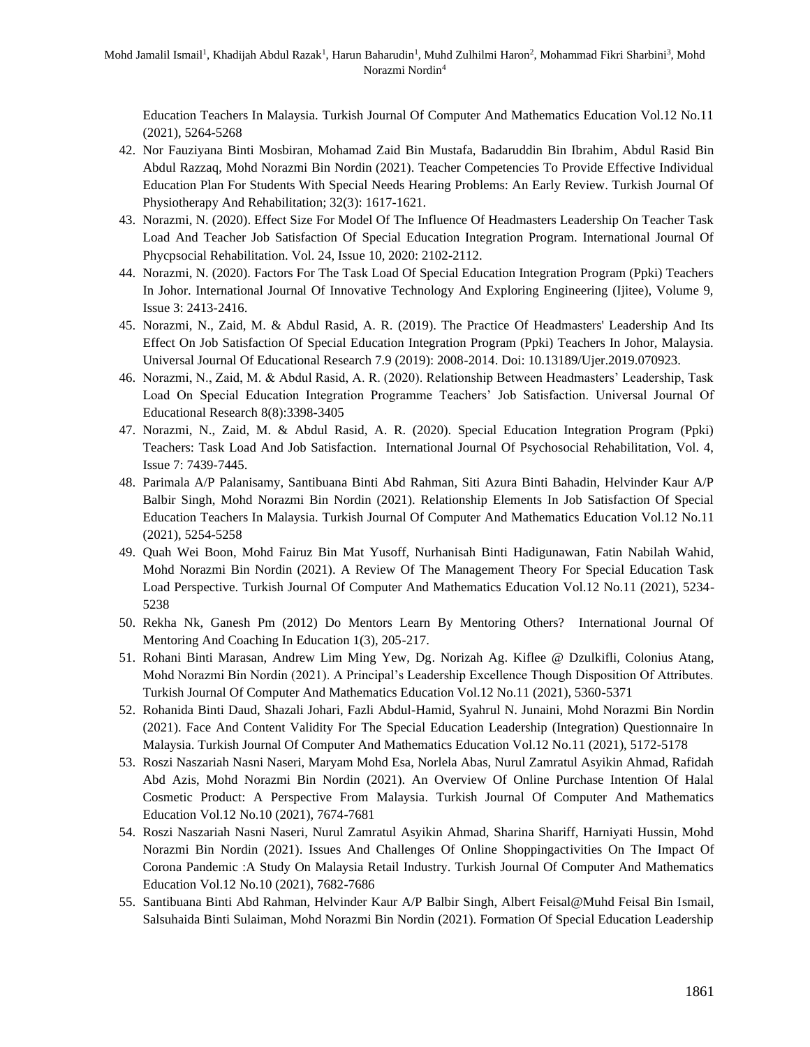Education Teachers In Malaysia. Turkish Journal Of Computer And Mathematics Education Vol.12 No.11 (2021), 5264-5268

42. Nor Fauziyana Binti Mosbiran, Mohamad Zaid Bin Mustafa, Badaruddin Bin Ibrahim, Abdul Rasid Bin Abdul Razzaq, Mohd Norazmi Bin Nordin (2021). Teacher Competencies To Provide Effective Individual Education Plan For Students With Special Needs Hearing Problems: An Early Review. Turkish Journal Of Physiotherapy And Rehabilitation; 32(3): 1617-1621.
43. Norazmi, N. (2020). Effect Size For Model Of The Influence Of Headmasters Leadership On Teacher Task Load And Teacher Job Satisfaction Of Special Education Integration Program. International Journal Of Phycpsocial Rehabilitation. Vol. 24, Issue 10, 2020: 2102-2112.
44. Norazmi, N. (2020). Factors For The Task Load Of Special Education Integration Program (Ppki) Teachers In Johor. International Journal Of Innovative Technology And Exploring Engineering (Ijitee), Volume 9, Issue 3: 2413-2416.
45. Norazmi, N., Zaid, M. & Abdul Rasid, A. R. (2019). The Practice Of Headmasters' Leadership And Its Effect On Job Satisfaction Of Special Education Integration Program (Ppki) Teachers In Johor, Malaysia. Universal Journal Of Educational Research 7.9 (2019): 2008-2014. Doi: 10.13189/Ujer.2019.070923.
46. Norazmi, N., Zaid, M. & Abdul Rasid, A. R. (2020). Relationship Between Headmasters' Leadership, Task Load On Special Education Integration Programme Teachers' Job Satisfaction. Universal Journal Of Educational Research 8(8):3398-3405
47. Norazmi, N., Zaid, M. & Abdul Rasid, A. R. (2020). Special Education Integration Program (Ppki) Teachers: Task Load And Job Satisfaction. International Journal Of Psychosocial Rehabilitation, Vol. 4, Issue 7: 7439-7445.
48. Parimala A/P Palanisamy, Santibuana Binti Abd Rahman, Siti Azura Binti Bahadin, Helvinder Kaur A/P Balbir Singh, Mohd Norazmi Bin Nordin (2021). Relationship Elements In Job Satisfaction Of Special Education Teachers In Malaysia. Turkish Journal Of Computer And Mathematics Education Vol.12 No.11 (2021), 5254-5258
49. Quah Wei Boon, Mohd Fairuz Bin Mat Yusoff, Nurhanisah Binti Hadigunawan, Fatin Nabilah Wahid, Mohd Norazmi Bin Nordin (2021). A Review Of The Management Theory For Special Education Task Load Perspective. Turkish Journal Of Computer And Mathematics Education Vol.12 No.11 (2021), 5234-5238
50. Rekha Nk, Ganesh Pm (2012) Do Mentors Learn By Mentoring Others? International Journal Of Mentoring And Coaching In Education 1(3), 205-217.
51. Rohani Binti Marasan, Andrew Lim Ming Yew, Dg. Norizah Ag. Kiflee @ Dzulkifli, Colonius Atang, Mohd Norazmi Bin Nordin (2021). A Principal's Leadership Excellence Though Disposition Of Attributes. Turkish Journal Of Computer And Mathematics Education Vol.12 No.11 (2021), 5360-5371
52. Rohanida Binti Daud, Shazali Johari, Fazli Abdul-Hamid, Syahrul N. Junaini, Mohd Norazmi Bin Nordin (2021). Face And Content Validity For The Special Education Leadership (Integration) Questionnaire In Malaysia. Turkish Journal Of Computer And Mathematics Education Vol.12 No.11 (2021), 5172-5178
53. Roszi Naszariah Nasni Naseri, Maryam Mohd Esa, Norlela Abas, Nurul Zamratul Asyikin Ahmad, Rafidah Abd Azis, Mohd Norazmi Bin Nordin (2021). An Overview Of Online Purchase Intention Of Halal Cosmetic Product: A Perspective From Malaysia. Turkish Journal Of Computer And Mathematics Education Vol.12 No.10 (2021), 7674-7681
54. Roszi Naszariah Nasni Naseri, Nurul Zamratul Asyikin Ahmad, Sharina Shariff, Harniyati Hussin, Mohd Norazmi Bin Nordin (2021). Issues And Challenges Of Online Shoppingactivities On The Impact Of Corona Pandemic :A Study On Malaysia Retail Industry. Turkish Journal Of Computer And Mathematics Education Vol.12 No.10 (2021), 7682-7686
55. Santibuana Binti Abd Rahman, Helvinder Kaur A/P Balbir Singh, Albert Feisal@Muhd Feisal Bin Ismail, Salsuhaida Binti Sulaiman, Mohd Norazmi Bin Nordin (2021). Formation Of Special Education Leadership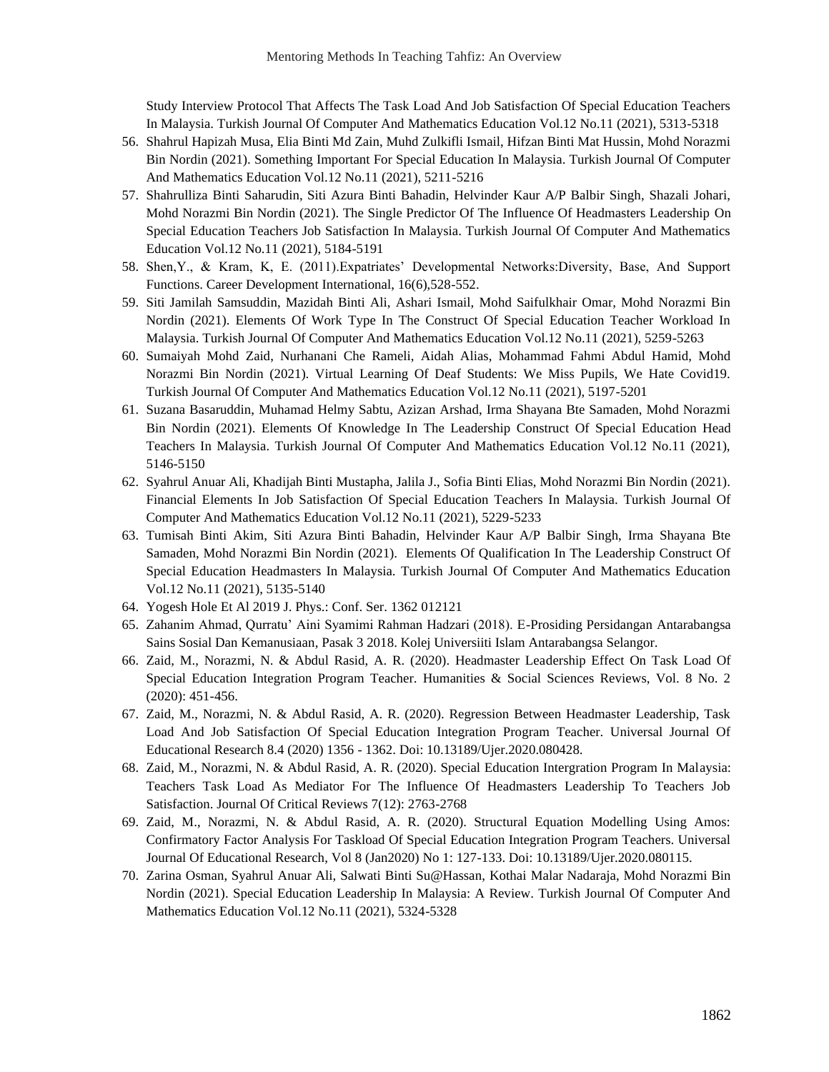Study Interview Protocol That Affects The Task Load And Job Satisfaction Of Special Education Teachers In Malaysia. Turkish Journal Of Computer And Mathematics Education Vol.12 No.11 (2021), 5313-5318

56. Shahrul Hapizah Musa, Elia Binti Md Zain, Muhd Zulkifli Ismail, Hifzan Binti Mat Hussin, Mohd Norazmi Bin Nordin (2021). Something Important For Special Education In Malaysia. Turkish Journal Of Computer And Mathematics Education Vol.12 No.11 (2021), 5211-5216
57. Shahrulliza Binti Saharudin, Siti Azura Binti Bahadin, Helvinder Kaur A/P Balbir Singh, Shazali Johari, Mohd Norazmi Bin Nordin (2021). The Single Predictor Of The Influence Of Headmasters Leadership On Special Education Teachers Job Satisfaction In Malaysia. Turkish Journal Of Computer And Mathematics Education Vol.12 No.11 (2021), 5184-5191
58. Shen,Y., & Kram, K, E. (2011).Expatriates' Developmental Networks:Diversity, Base, And Support Functions. Career Development International, 16(6),528-552.
59. Siti Jamilah Samsuddin, Mazidah Binti Ali, Ashari Ismail, Mohd Saifulkhair Omar, Mohd Norazmi Bin Nordin (2021). Elements Of Work Type In The Construct Of Special Education Teacher Workload In Malaysia. Turkish Journal Of Computer And Mathematics Education Vol.12 No.11 (2021), 5259-5263
60. Sumaiyah Mohd Zaid, Nurhanani Che Rameli, Aidah Alias, Mohammad Fahmi Abdul Hamid, Mohd Norazmi Bin Nordin (2021). Virtual Learning Of Deaf Students: We Miss Pupils, We Hate Covid19. Turkish Journal Of Computer And Mathematics Education Vol.12 No.11 (2021), 5197-5201
61. Suzana Basaruddin, Muhamad Helmy Sabtu, Azizan Arshad, Irma Shayana Bte Samaden, Mohd Norazmi Bin Nordin (2021). Elements Of Knowledge In The Leadership Construct Of Special Education Head Teachers In Malaysia. Turkish Journal Of Computer And Mathematics Education Vol.12 No.11 (2021), 5146-5150
62. Syahrul Anuar Ali, Khadijah Binti Mustapha, Jalila J., Sofia Binti Elias, Mohd Norazmi Bin Nordin (2021). Financial Elements In Job Satisfaction Of Special Education Teachers In Malaysia. Turkish Journal Of Computer And Mathematics Education Vol.12 No.11 (2021), 5229-5233
63. Tumisah Binti Akim, Siti Azura Binti Bahadin, Helvinder Kaur A/P Balbir Singh, Irma Shayana Bte Samaden, Mohd Norazmi Bin Nordin (2021). Elements Of Qualification In The Leadership Construct Of Special Education Headmasters In Malaysia. Turkish Journal Of Computer And Mathematics Education Vol.12 No.11 (2021), 5135-5140
64. Yogesh Hole Et Al 2019 J. Phys.: Conf. Ser. 1362 012121
65. Zahanim Ahmad, Qurratu' Aini Syamimi Rahman Hadzari (2018). E-Prosiding Persidangan Antarabangsa Sains Sosial Dan Kemanusiaan, Pasak 3 2018. Kolej Universiiti Islam Antarabangsa Selangor.
66. Zaid, M., Norazmi, N. & Abdul Rasid, A. R. (2020). Headmaster Leadership Effect On Task Load Of Special Education Integration Program Teacher. Humanities & Social Sciences Reviews, Vol. 8 No. 2 (2020): 451-456.
67. Zaid, M., Norazmi, N. & Abdul Rasid, A. R. (2020). Regression Between Headmaster Leadership, Task Load And Job Satisfaction Of Special Education Integration Program Teacher. Universal Journal Of Educational Research 8.4 (2020) 1356 - 1362. Doi: 10.13189/Ujer.2020.080428.
68. Zaid, M., Norazmi, N. & Abdul Rasid, A. R. (2020). Special Education Intergration Program In Malaysia: Teachers Task Load As Mediator For The Influence Of Headmasters Leadership To Teachers Job Satisfaction. Journal Of Critical Reviews 7(12): 2763-2768
69. Zaid, M., Norazmi, N. & Abdul Rasid, A. R. (2020). Structural Equation Modelling Using Amos: Confirmatory Factor Analysis For Taskload Of Special Education Integration Program Teachers. Universal Journal Of Educational Research, Vol 8 (Jan2020) No 1: 127-133. Doi: 10.13189/Ujer.2020.080115.
70. Zarina Osman, Syahrul Anuar Ali, Salwati Binti Su@Hassan, Kothai Malar Nadaraja, Mohd Norazmi Bin Nordin (2021). Special Education Leadership In Malaysia: A Review. Turkish Journal Of Computer And Mathematics Education Vol.12 No.11 (2021), 5324-5328